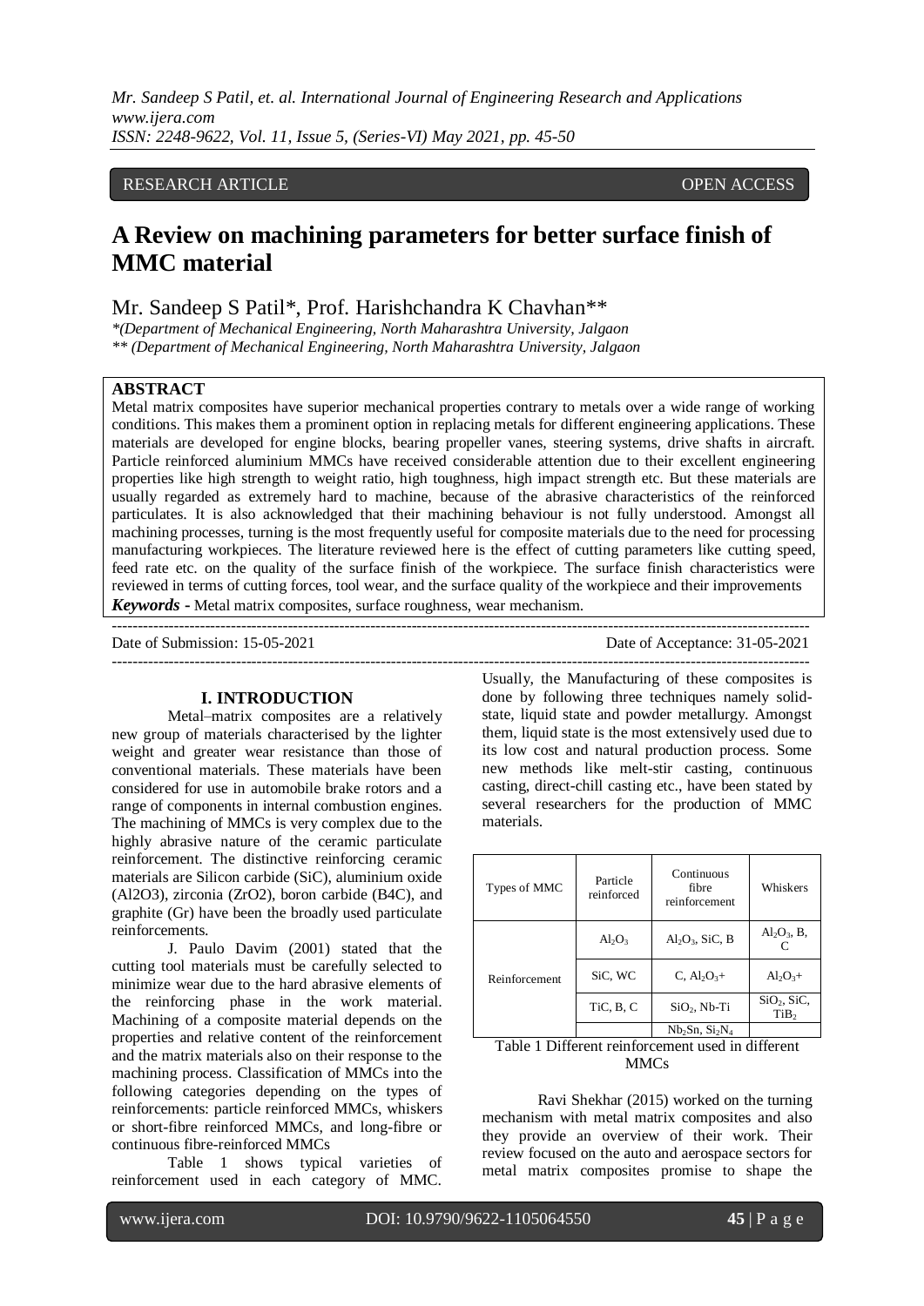RESEARCH ARTICLE OPEN ACCESS

# A Review on machining parameters for better surface finish of MMC material

Mr. Sandeep S Patil*, Prof. Harishchandra K Chavhan**

*(Department of Mechanical Engineering, North Maharashtra University, Jalgaon
** (Department of Mechanical Engineering, North Maharashtra University, Jalgaon

## ABSTRACT

Metal matrix composites have superior mechanical properties contrary to metals over a wide range of working conditions. This makes them a prominent option in replacing metals for different engineering applications. These materials are developed for engine blocks, bearing propeller vanes, steering systems, drive shafts in aircraft. Particle reinforced aluminium MMCs have received considerable attention due to their excellent engineering properties like high strength to weight ratio, high toughness, high impact strength etc. But these materials are usually regarded as extremely hard to machine, because of the abrasive characteristics of the reinforced particulates. It is also acknowledged that their machining behaviour is not fully understood. Amongst all machining processes, turning is the most frequently useful for composite materials due to the need for processing manufacturing workpieces. The literature reviewed here is the effect of cutting parameters like cutting speed, feed rate etc. on the quality of the surface finish of the workpiece. The surface finish characteristics were reviewed in terms of cutting forces, tool wear, and the surface quality of the workpiece and their improvements

***Keywords -*** Metal matrix composites, surface roughness, wear mechanism.

Date of Submission: 15-05-2021 Date of Acceptance: 31-05-2021

## I. INTRODUCTION

Metal–matrix composites are a relatively new group of materials characterised by the lighter weight and greater wear resistance than those of conventional materials. These materials have been considered for use in automobile brake rotors and a range of components in internal combustion engines. The machining of MMCs is very complex due to the highly abrasive nature of the ceramic particulate reinforcement. The distinctive reinforcing ceramic materials are Silicon carbide (SiC), aluminium oxide (Al2O3), zirconia (ZrO2), boron carbide (B4C), and graphite (Gr) have been the broadly used particulate reinforcements.

J. Paulo Davim (2001) stated that the cutting tool materials must be carefully selected to minimize wear due to the hard abrasive elements of the reinforcing phase in the work material. Machining of a composite material depends on the properties and relative content of the reinforcement and the matrix materials also on their response to the machining process. Classification of MMCs into the following categories depending on the types of reinforcements: particle reinforced MMCs, whiskers or short-fibre reinforced MMCs, and long-fibre or continuous fibre-reinforced MMCs

Table 1 shows typical varieties of reinforcement used in each category of MMC. Usually, the Manufacturing of these composites is done by following three techniques namely solid-state, liquid state and powder metallurgy. Amongst them, liquid state is the most extensively used due to its low cost and natural production process. Some new methods like melt-stir casting, continuous casting, direct-chill casting etc., have been stated by several researchers for the production of MMC materials.

| Types of MMC | Particle reinforced | Continuous fibre reinforcement | Whiskers |
|---|---|---|---|
| Reinforcement | $Al_2O_3$ | $Al_2O_3$, SiC, B | $Al_2O_3$, B, C |
| | SiC, WC | C, $Al_2O_3$+ | $Al_2O_3$+ |
| | TiC, B, C | $SiO_2$, Nb-Ti | $SiO_2$, SiC, $TiB_2$ |
| | | $Nb_2Sn$, $Si_2N_4$ | |

Table 1 Different reinforcement used in different MMCs

Ravi Shekhar (2015) worked on the turning mechanism with metal matrix composites and also they provide an overview of their work. Their review focused on the auto and aerospace sectors for metal matrix composites promise to shape the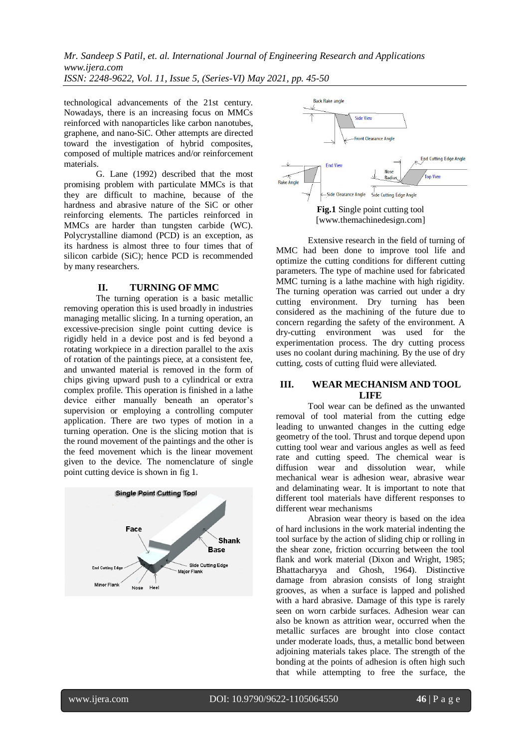technological advancements of the 21st century. Nowadays, there is an increasing focus on MMCs reinforced with nanoparticles like carbon nanotubes, graphene, and nano-SiC. Other attempts are directed toward the investigation of hybrid composites, composed of multiple matrices and/or reinforcement materials.

G. Lane (1992) described that the most promising problem with particulate MMCs is that they are difficult to machine, because of the hardness and abrasive nature of the SiC or other reinforcing elements. The particles reinforced in MMCs are harder than tungsten carbide (WC). Polycrystalline diamond (PCD) is an exception, as its hardness is almost three to four times that of silicon carbide (SiC); hence PCD is recommended by many researchers.

## II. TURNING OF MMC

The turning operation is a basic metallic removing operation this is used broadly in industries managing metallic slicing. In a turning operation, an excessive-precision single point cutting device is rigidly held in a device post and is fed beyond a rotating workpiece in a direction parallel to the axis of rotation of the paintings piece, at a consistent fee, and unwanted material is removed in the form of chips giving upward push to a cylindrical or extra complex profile. This operation is finished in a lathe device either manually beneath an operator's supervision or employing a controlling computer application. There are two types of motion in a turning operation. One is the slicing motion that is the round movement of the paintings and the other is the feed movement which is the linear movement given to the device. The nomenclature of single point cutting device is shown in fig 1.

**Fig.1** Single point cutting tool [www.themachinedesign.com]

Extensive research in the field of turning of MMC had been done to improve tool life and optimize the cutting conditions for different cutting parameters. The type of machine used for fabricated MMC turning is a lathe machine with high rigidity. The turning operation was carried out under a dry cutting environment. Dry turning has been considered as the machining of the future due to concern regarding the safety of the environment. A dry-cutting environment was used for the experimentation process. The dry cutting process uses no coolant during machining. By the use of dry cutting, costs of cutting fluid were alleviated.

## III. WEAR MECHANISM AND TOOL LIFE

Tool wear can be defined as the unwanted removal of tool material from the cutting edge leading to unwanted changes in the cutting edge geometry of the tool. Thrust and torque depend upon cutting tool wear and various angles as well as feed rate and cutting speed. The chemical wear is diffusion wear and dissolution wear, while mechanical wear is adhesion wear, abrasive wear and delaminating wear. It is important to note that different tool materials have different responses to different wear mechanisms

Abrasion wear theory is based on the idea of hard inclusions in the work material indenting the tool surface by the action of sliding chip or rolling in the shear zone, friction occurring between the tool flank and work material (Dixon and Wright, 1985; Bhattacharyya and Ghosh, 1964). Distinctive damage from abrasion consists of long straight grooves, as when a surface is lapped and polished with a hard abrasive. Damage of this type is rarely seen on worn carbide surfaces. Adhesion wear can also be known as attrition wear, occurred when the metallic surfaces are brought into close contact under moderate loads, thus, a metallic bond between adjoining materials takes place. The strength of the bonding at the points of adhesion is often high such that while attempting to free the surface, the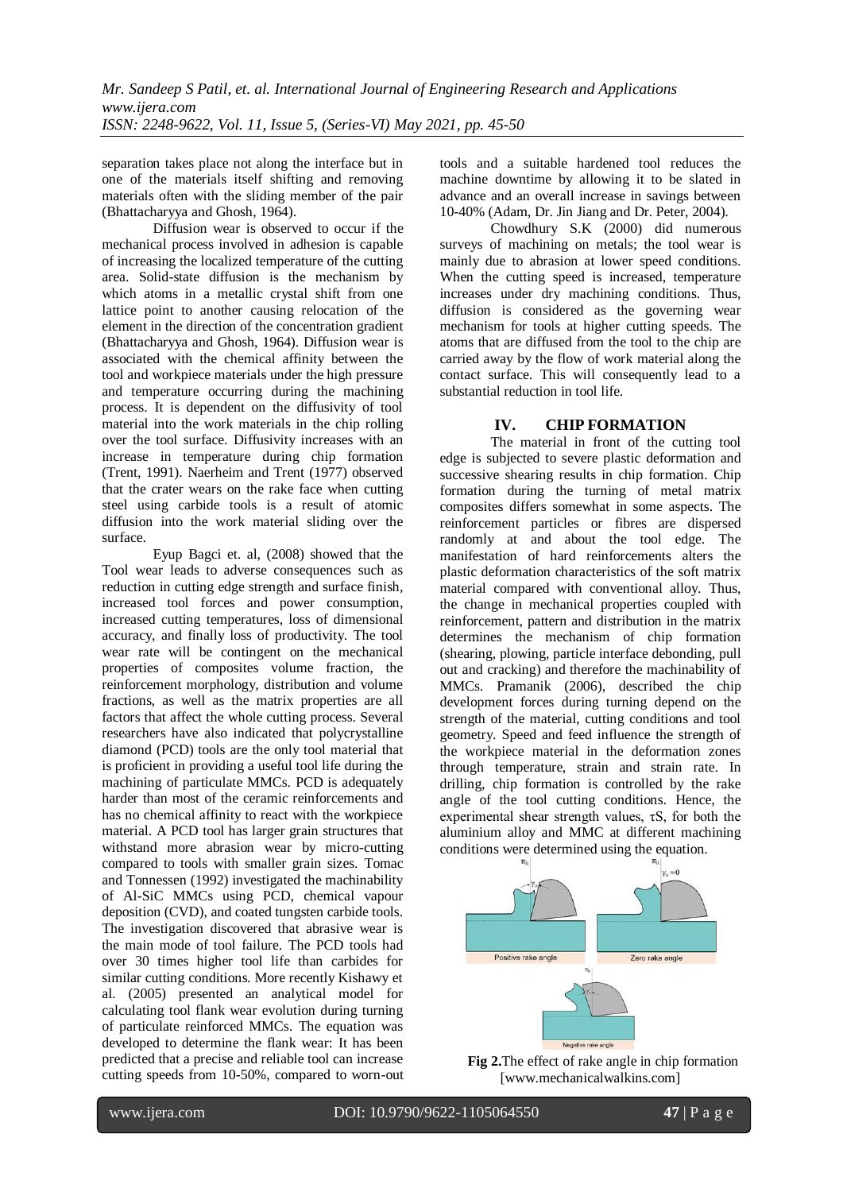separation takes place not along the interface but in one of the materials itself shifting and removing materials often with the sliding member of the pair (Bhattacharyya and Ghosh, 1964).

Diffusion wear is observed to occur if the mechanical process involved in adhesion is capable of increasing the localized temperature of the cutting area. Solid-state diffusion is the mechanism by which atoms in a metallic crystal shift from one lattice point to another causing relocation of the element in the direction of the concentration gradient (Bhattacharyya and Ghosh, 1964). Diffusion wear is associated with the chemical affinity between the tool and workpiece materials under the high pressure and temperature occurring during the machining process. It is dependent on the diffusivity of tool material into the work materials in the chip rolling over the tool surface. Diffusivity increases with an increase in temperature during chip formation (Trent, 1991). Naerheim and Trent (1977) observed that the crater wears on the rake face when cutting steel using carbide tools is a result of atomic diffusion into the work material sliding over the surface.

Eyup Bagci et. al, (2008) showed that the Tool wear leads to adverse consequences such as reduction in cutting edge strength and surface finish, increased tool forces and power consumption, increased cutting temperatures, loss of dimensional accuracy, and finally loss of productivity. The tool wear rate will be contingent on the mechanical properties of composites volume fraction, the reinforcement morphology, distribution and volume fractions, as well as the matrix properties are all factors that affect the whole cutting process. Several researchers have also indicated that polycrystalline diamond (PCD) tools are the only tool material that is proficient in providing a useful tool life during the machining of particulate MMCs. PCD is adequately harder than most of the ceramic reinforcements and has no chemical affinity to react with the workpiece material. A PCD tool has larger grain structures that withstand more abrasion wear by micro-cutting compared to tools with smaller grain sizes. Tomac and Tonnessen (1992) investigated the machinability of Al-SiC MMCs using PCD, chemical vapour deposition (CVD), and coated tungsten carbide tools. The investigation discovered that abrasive wear is the main mode of tool failure. The PCD tools had over 30 times higher tool life than carbides for similar cutting conditions. More recently Kishawy et al. (2005) presented an analytical model for calculating tool flank wear evolution during turning of particulate reinforced MMCs. The equation was developed to determine the flank wear: It has been predicted that a precise and reliable tool can increase cutting speeds from 10-50%, compared to worn-out tools and a suitable hardened tool reduces the machine downtime by allowing it to be slated in advance and an overall increase in savings between 10-40% (Adam, Dr. Jin Jiang and Dr. Peter, 2004).

Chowdhury S.K (2000) did numerous surveys of machining on metals; the tool wear is mainly due to abrasion at lower speed conditions. When the cutting speed is increased, temperature increases under dry machining conditions. Thus, diffusion is considered as the governing wear mechanism for tools at higher cutting speeds. The atoms that are diffused from the tool to the chip are carried away by the flow of work material along the contact surface. This will consequently lead to a substantial reduction in tool life.

## IV. CHIP FORMATION

The material in front of the cutting tool edge is subjected to severe plastic deformation and successive shearing results in chip formation. Chip formation during the turning of metal matrix composites differs somewhat in some aspects. The reinforcement particles or fibres are dispersed randomly at and about the tool edge. The manifestation of hard reinforcements alters the plastic deformation characteristics of the soft matrix material compared with conventional alloy. Thus, the change in mechanical properties coupled with reinforcement, pattern and distribution in the matrix determines the mechanism of chip formation (shearing, plowing, particle interface debonding, pull out and cracking) and therefore the machinability of MMCs. Pramanik (2006), described the chip development forces during turning depend on the strength of the material, cutting conditions and tool geometry. Speed and feed influence the strength of the workpiece material in the deformation zones through temperature, strain and strain rate. In drilling, chip formation is controlled by the rake angle of the tool cutting conditions. Hence, the experimental shear strength values, $\tau S$, for both the aluminium alloy and MMC at different machining conditions were determined using the equation.

**Fig 2.** The effect of rake angle in chip formation [www.mechanicalwalkins.com]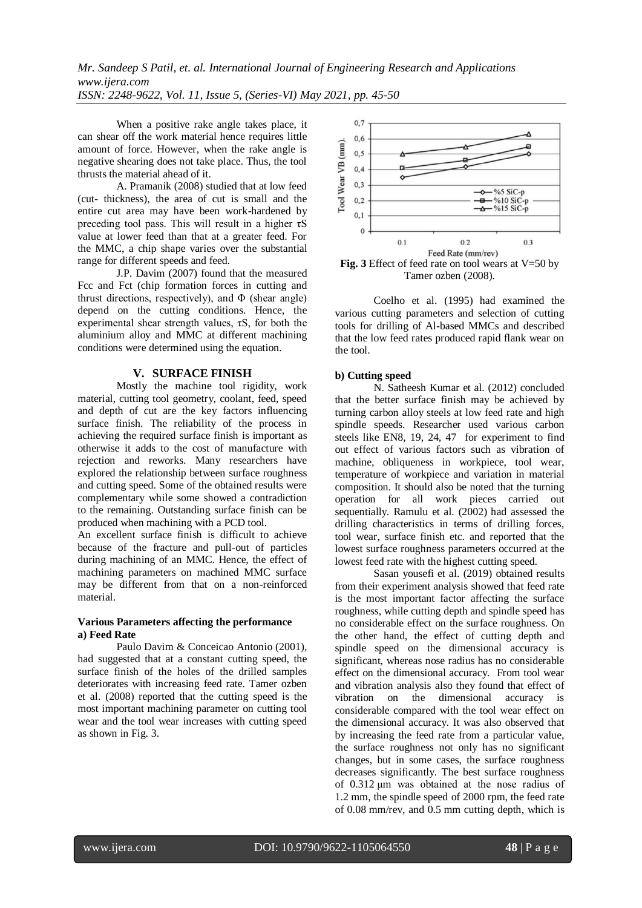When a positive rake angle takes place, it can shear off the work material hence requires little amount of force. However, when the rake angle is negative shearing does not take place. Thus, the tool thrusts the material ahead of it.

A. Pramanik (2008) studied that at low feed (cut- thickness), the area of cut is small and the entire cut area may have been work-hardened by preceding tool pass. This will result in a higher τS value at lower feed than that at a greater feed. For the MMC, a chip shape varies over the substantial range for different speeds and feed.

J.P. Davim (2007) found that the measured Fcc and Fct (chip formation forces in cutting and thrust directions, respectively), and Φ (shear angle) depend on the cutting conditions. Hence, the experimental shear strength values, τS, for both the aluminium alloy and MMC at different machining conditions were determined using the equation.

## V. SURFACE FINISH

Mostly the machine tool rigidity, work material, cutting tool geometry, coolant, feed, speed and depth of cut are the key factors influencing surface finish. The reliability of the process in achieving the required surface finish is important as otherwise it adds to the cost of manufacture with rejection and reworks. Many researchers have explored the relationship between surface roughness and cutting speed. Some of the obtained results were complementary while some showed a contradiction to the remaining. Outstanding surface finish can be produced when machining with a PCD tool.

An excellent surface finish is difficult to achieve because of the fracture and pull-out of particles during machining of an MMC. Hence, the effect of machining parameters on machined MMC surface may be different from that on a non-reinforced material.

**Various Parameters affecting the performance**

**a) Feed Rate**

Paulo Davim & Conceicao Antonio (2001), had suggested that at a constant cutting speed, the surface finish of the holes of the drilled samples deteriorates with increasing feed rate. Tamer ozben et al. (2008) reported that the cutting speed is the most important machining parameter on cutting tool wear and the tool wear increases with cutting speed as shown in Fig. 3.

**Fig. 3** Effect of feed rate on tool wears at V=50 by Tamer ozben (2008).

Coelho et al. (1995) had examined the various cutting parameters and selection of cutting tools for drilling of Al-based MMCs and described that the low feed rates produced rapid flank wear on the tool.

**b) Cutting speed**

N. Satheesh Kumar et al. (2012) concluded that the better surface finish may be achieved by turning carbon alloy steels at low feed rate and high spindle speeds. Researcher used various carbon steels like EN8, 19, 24, 47 for experiment to find out effect of various factors such as vibration of machine, obliqueness in workpiece, tool wear, temperature of workpiece and variation in material composition. It should also be noted that the turning operation for all work pieces carried out sequentially. Ramulu et al. (2002) had assessed the drilling characteristics in terms of drilling forces, tool wear, surface finish etc. and reported that the lowest surface roughness parameters occurred at the lowest feed rate with the highest cutting speed.

Sasan yousefi et al. (2019) obtained results from their experiment analysis showed that feed rate is the most important factor affecting the surface roughness, while cutting depth and spindle speed has no considerable effect on the surface roughness. On the other hand, the effect of cutting depth and spindle speed on the dimensional accuracy is significant, whereas nose radius has no considerable effect on the dimensional accuracy. From tool wear and vibration analysis also they found that effect of vibration on the dimensional accuracy is considerable compared with the tool wear effect on the dimensional accuracy. It was also observed that by increasing the feed rate from a particular value, the surface roughness not only has no significant changes, but in some cases, the surface roughness decreases significantly. The best surface roughness of 0.312 μm was obtained at the nose radius of 1.2 mm, the spindle speed of 2000 rpm, the feed rate of 0.08 mm/rev, and 0.5 mm cutting depth, which is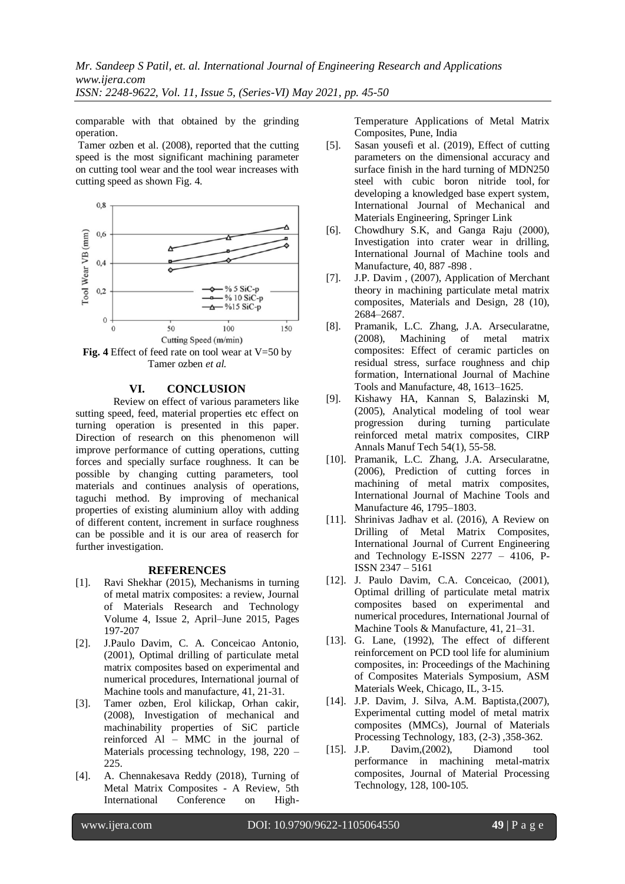comparable with that obtained by the grinding operation.

Tamer ozben et al. (2008), reported that the cutting speed is the most significant machining parameter on cutting tool wear and the tool wear increases with cutting speed as shown Fig. 4.

**Fig. 4** Effect of feed rate on tool wear at V=50 by Tamer ozben *et al.*

## VI. CONCLUSION

Review on effect of various parameters like sutting speed, feed, material properties etc effect on turning operation is presented in this paper. Direction of research on this phenomenon will improve performance of cutting operations, cutting forces and specially surface roughness. It can be possible by changing cutting parameters, tool materials and continues analysis of operations, taguchi method. By improving of mechanical properties of existing aluminium alloy with adding of different content, increment in surface roughness can be possible and it is our area of reaserch for further investigation.

## REFERENCES

[1]. Ravi Shekhar (2015), Mechanisms in turning of metal matrix composites: a review, Journal of Materials Research and Technology Volume 4, Issue 2, April–June 2015, Pages 197-207

[2]. J.Paulo Davim, C. A. Conceicao Antonio, (2001), Optimal drilling of particulate metal matrix composites based on experimental and numerical procedures, International journal of Machine tools and manufacture, 41, 21-31.

[3]. Tamer ozben, Erol kilickap, Orhan cakir, (2008), Investigation of mechanical and machinability properties of SiC particle reinforced Al – MMC in the journal of Materials processing technology, 198, 220 – 225.

[4]. A. Chennakesava Reddy (2018), Turning of Metal Matrix Composites - A Review, 5th International Conference on High-Temperature Applications of Metal Matrix Composites, Pune, India

[5]. Sasan yousefi et al. (2019), Effect of cutting parameters on the dimensional accuracy and surface finish in the hard turning of MDN250 steel with cubic boron nitride tool, for developing a knowledged base expert system, International Journal of Mechanical and Materials Engineering, Springer Link

[6]. Chowdhury S.K, and Ganga Raju (2000), Investigation into crater wear in drilling, International Journal of Machine tools and Manufacture, 40, 887 -898 .

[7]. J.P. Davim , (2007), Application of Merchant theory in machining particulate metal matrix composites, Materials and Design, 28 (10), 2684–2687.

[8]. Pramanik, L.C. Zhang, J.A. Arsecularatne, (2008), Machining of metal matrix composites: Effect of ceramic particles on residual stress, surface roughness and chip formation, International Journal of Machine Tools and Manufacture, 48, 1613–1625.

[9]. Kishawy HA, Kannan S, Balazinski M, (2005), Analytical modeling of tool wear progression during turning particulate reinforced metal matrix composites, CIRP Annals Manuf Tech 54(1), 55-58.

[10]. Pramanik, L.C. Zhang, J.A. Arsecularatne, (2006), Prediction of cutting forces in machining of metal matrix composites, International Journal of Machine Tools and Manufacture 46, 1795–1803.

[11]. Shrinivas Jadhav et al. (2016), A Review on Drilling of Metal Matrix Composites, International Journal of Current Engineering and Technology E-ISSN 2277 – 4106, P-ISSN 2347 – 5161

[12]. J. Paulo Davim, C.A. Conceicao, (2001), Optimal drilling of particulate metal matrix composites based on experimental and numerical procedures, International Journal of Machine Tools & Manufacture, 41, 21–31.

[13]. G. Lane, (1992), The effect of different reinforcement on PCD tool life for aluminium composites, in: Proceedings of the Machining of Composites Materials Symposium, ASM Materials Week, Chicago, IL, 3-15.

[14]. J.P. Davim, J. Silva, A.M. Baptista,(2007), Experimental cutting model of metal matrix composites (MMCs), Journal of Materials Processing Technology, 183, (2-3) ,358-362.

[15]. J.P. Davim,(2002), Diamond tool performance in machining metal-matrix composites, Journal of Material Processing Technology, 128, 100-105.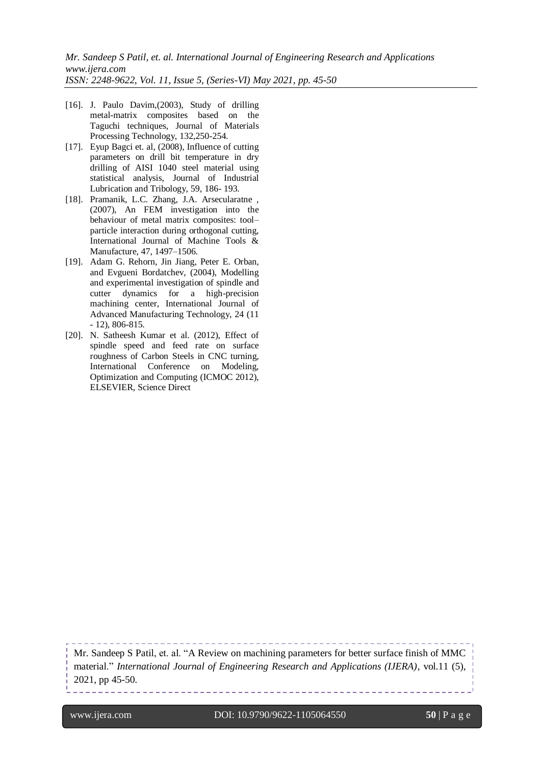[16]. J. Paulo Davim,(2003), Study of drilling metal-matrix composites based on the Taguchi techniques, Journal of Materials Processing Technology, 132,250-254.

[17]. Eyup Bagci et. al, (2008), Influence of cutting parameters on drill bit temperature in dry drilling of AISI 1040 steel material using statistical analysis, Journal of Industrial Lubrication and Tribology, 59, 186- 193.

[18]. Pramanik, L.C. Zhang, J.A. Arsecularatne , (2007), An FEM investigation into the behaviour of metal matrix composites: tool–particle interaction during orthogonal cutting, International Journal of Machine Tools & Manufacture, 47, 1497–1506.

[19]. Adam G. Rehorn, Jin Jiang, Peter E. Orban, and Evgueni Bordatchev, (2004), Modelling and experimental investigation of spindle and cutter dynamics for a high-precision machining center, International Journal of Advanced Manufacturing Technology, 24 (11 - 12), 806-815.

[20]. N. Satheesh Kumar et al. (2012), Effect of spindle speed and feed rate on surface roughness of Carbon Steels in CNC turning, International Conference on Modeling, Optimization and Computing (ICMOC 2012), ELSEVIER, Science Direct

Mr. Sandeep S Patil, et. al. "A Review on machining parameters for better surface finish of MMC material." *International Journal of Engineering Research and Applications (IJERA)*, vol.11 (5), 2021, pp 45-50.